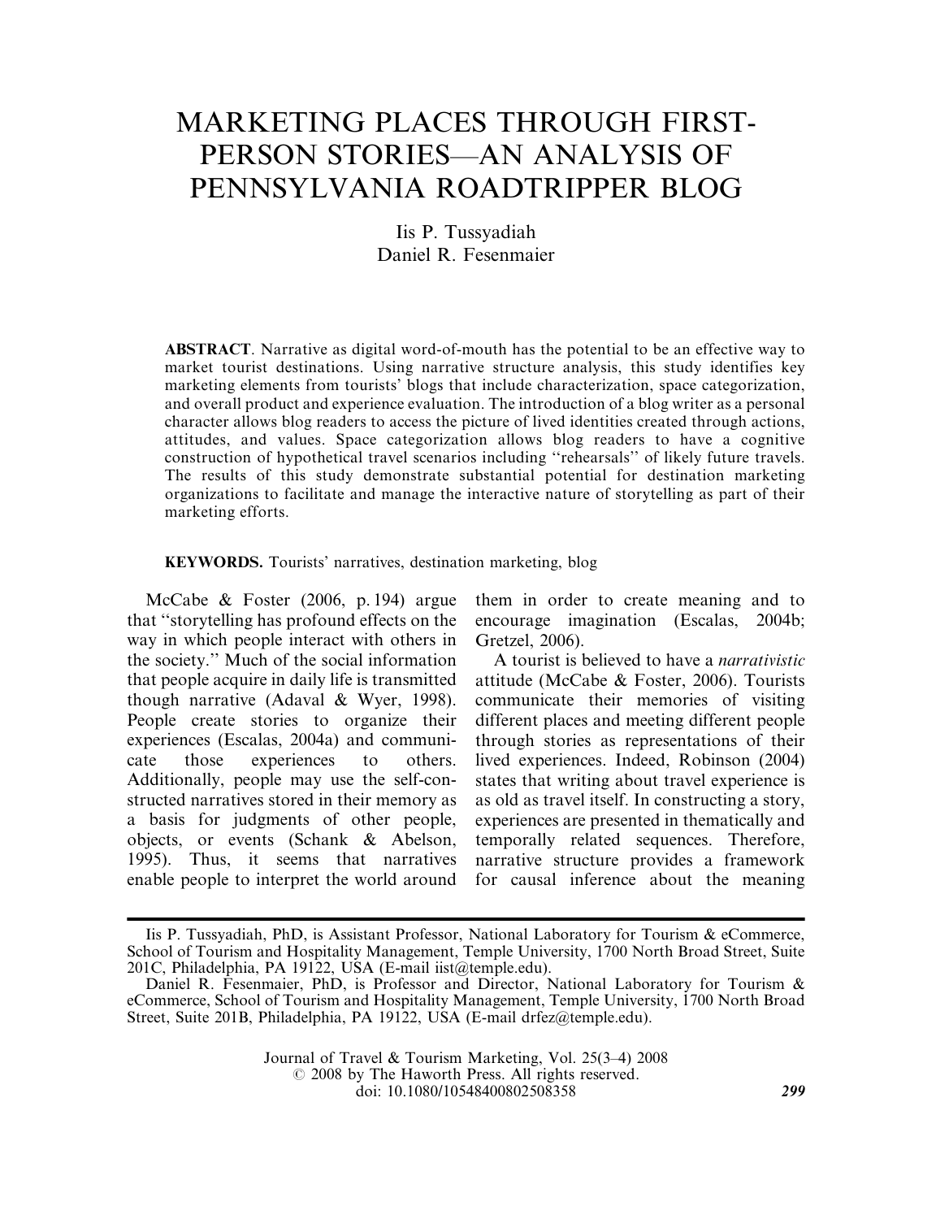# MARKETING PLACES THROUGH FIRST-PERSON STORIES—AN ANALYSIS OF PENNSYLVANIA ROADTRIPPER BLOG

Iis P. Tussyadiah
Daniel R. Fesenmaier

**ABSTRACT**. Narrative as digital word-of-mouth has the potential to be an effective way to market tourist destinations. Using narrative structure analysis, this study identifies key marketing elements from tourists' blogs that include characterization, space categorization, and overall product and experience evaluation. The introduction of a blog writer as a personal character allows blog readers to access the picture of lived identities created through actions, attitudes, and values. Space categorization allows blog readers to have a cognitive construction of hypothetical travel scenarios including ''rehearsals'' of likely future travels. The results of this study demonstrate substantial potential for destination marketing organizations to facilitate and manage the interactive nature of storytelling as part of their marketing efforts.

**KEYWORDS.** Tourists' narratives, destination marketing, blog

McCabe & Foster (2006, p. 194) argue that ''storytelling has profound effects on the way in which people interact with others in the society.'' Much of the social information that people acquire in daily life is transmitted though narrative (Adaval & Wyer, 1998). People create stories to organize their experiences (Escalas, 2004a) and communicate those experiences to others. Additionally, people may use the self-constructed narratives stored in their memory as a basis for judgments of other people, objects, or events (Schank & Abelson, 1995). Thus, it seems that narratives enable people to interpret the world around them in order to create meaning and to encourage imagination (Escalas, 2004b; Gretzel, 2006).

A tourist is believed to have a *narrativistic* attitude (McCabe & Foster, 2006). Tourists communicate their memories of visiting different places and meeting different people through stories as representations of their lived experiences. Indeed, Robinson (2004) states that writing about travel experience is as old as travel itself. In constructing a story, experiences are presented in thematically and temporally related sequences. Therefore, narrative structure provides a framework for causal inference about the meaning

---

Iis P. Tussyadiah, PhD, is Assistant Professor, National Laboratory for Tourism & eCommerce, School of Tourism and Hospitality Management, Temple University, 1700 North Broad Street, Suite 201C, Philadelphia, PA 19122, USA (E-mail iist@temple.edu).

Daniel R. Fesenmaier, PhD, is Professor and Director, National Laboratory for Tourism & eCommerce, School of Tourism and Hospitality Management, Temple University, 1700 North Broad Street, Suite 201B, Philadelphia, PA 19122, USA (E-mail drfez@temple.edu).

Journal of Travel & Tourism Marketing, Vol. 25(3–4) 2008
© 2008 by The Haworth Press. All rights reserved.
doi: 10.1080/10548400802508358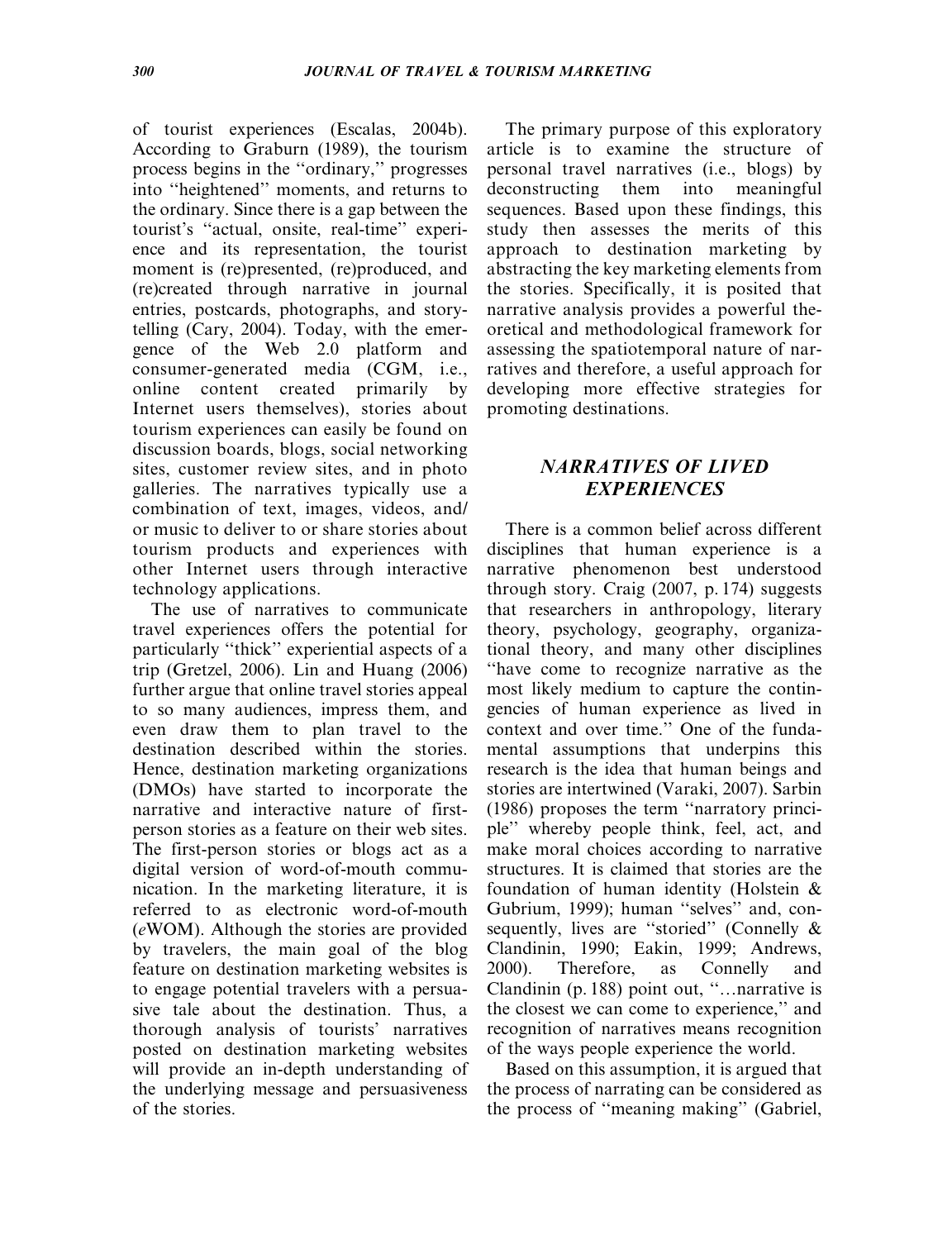of tourist experiences (Escalas, 2004b). According to Graburn (1989), the tourism process begins in the ''ordinary,'' progresses into ''heightened'' moments, and returns to the ordinary. Since there is a gap between the tourist's ''actual, onsite, real-time'' experience and its representation, the tourist moment is (re)presented, (re)produced, and (re)created through narrative in journal entries, postcards, photographs, and storytelling (Cary, 2004). Today, with the emergence of the Web 2.0 platform and consumer-generated media (CGM, i.e., online content created primarily by Internet users themselves), stories about tourism experiences can easily be found on discussion boards, blogs, social networking sites, customer review sites, and in photo galleries. The narratives typically use a combination of text, images, videos, and/or music to deliver to or share stories about tourism products and experiences with other Internet users through interactive technology applications.

The use of narratives to communicate travel experiences offers the potential for particularly ''thick'' experiential aspects of a trip (Gretzel, 2006). Lin and Huang (2006) further argue that online travel stories appeal to so many audiences, impress them, and even draw them to plan travel to the destination described within the stories. Hence, destination marketing organizations (DMOs) have started to incorporate the narrative and interactive nature of first-person stories as a feature on their web sites. The first-person stories or blogs act as a digital version of word-of-mouth communication. In the marketing literature, it is referred to as electronic word-of-mouth (*e*WOM). Although the stories are provided by travelers, the main goal of the blog feature on destination marketing websites is to engage potential travelers with a persuasive tale about the destination. Thus, a thorough analysis of tourists' narratives posted on destination marketing websites will provide an in-depth understanding of the underlying message and persuasiveness of the stories.

The primary purpose of this exploratory article is to examine the structure of personal travel narratives (i.e., blogs) by deconstructing them into meaningful sequences. Based upon these findings, this study then assesses the merits of this approach to destination marketing by abstracting the key marketing elements from the stories. Specifically, it is posited that narrative analysis provides a powerful theoretical and methodological framework for assessing the spatiotemporal nature of narratives and therefore, a useful approach for developing more effective strategies for promoting destinations.

## *NARRATIVES OF LIVED EXPERIENCES*

There is a common belief across different disciplines that human experience is a narrative phenomenon best understood through story. Craig (2007, p. 174) suggests that researchers in anthropology, literary theory, psychology, geography, organizational theory, and many other disciplines ''have come to recognize narrative as the most likely medium to capture the contingencies of human experience as lived in context and over time.'' One of the fundamental assumptions that underpins this research is the idea that human beings and stories are intertwined (Varaki, 2007). Sarbin (1986) proposes the term ''narratory principle'' whereby people think, feel, act, and make moral choices according to narrative structures. It is claimed that stories are the foundation of human identity (Holstein & Gubrium, 1999); human ''selves'' and, consequently, lives are ''storied'' (Connelly & Clandinin, 1990; Eakin, 1999; Andrews, 2000). Therefore, as Connelly and Clandinin (p. 188) point out, ''…narrative is the closest we can come to experience,'' and recognition of narratives means recognition of the ways people experience the world.

Based on this assumption, it is argued that the process of narrating can be considered as the process of ''meaning making'' (Gabriel,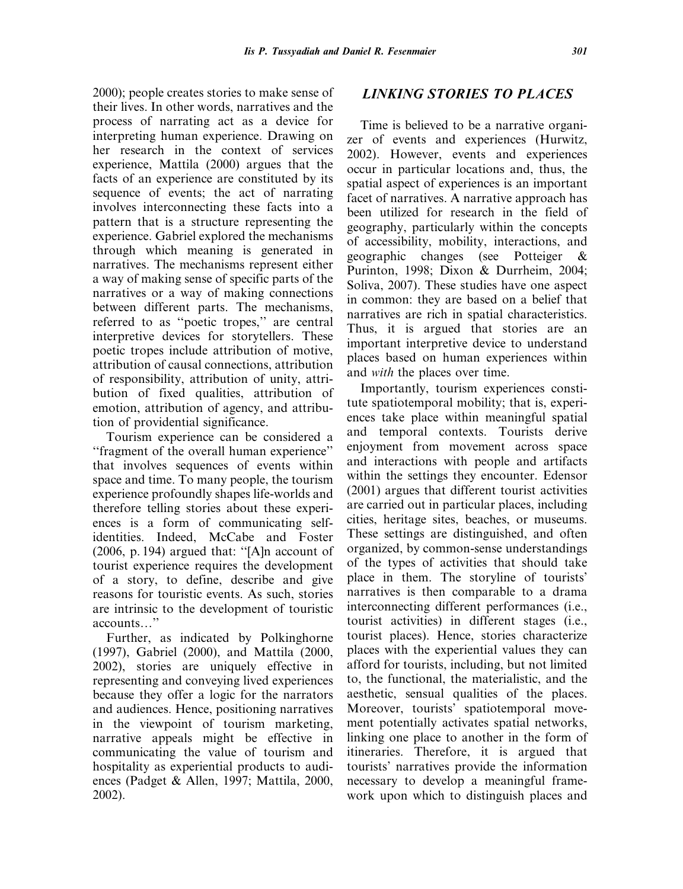2000); people creates stories to make sense of their lives. In other words, narratives and the process of narrating act as a device for interpreting human experience. Drawing on her research in the context of services experience, Mattila (2000) argues that the facts of an experience are constituted by its sequence of events; the act of narrating involves interconnecting these facts into a pattern that is a structure representing the experience. Gabriel explored the mechanisms through which meaning is generated in narratives. The mechanisms represent either a way of making sense of specific parts of the narratives or a way of making connections between different parts. The mechanisms, referred to as ''poetic tropes,'' are central interpretive devices for storytellers. These poetic tropes include attribution of motive, attribution of causal connections, attribution of responsibility, attribution of unity, attribution of fixed qualities, attribution of emotion, attribution of agency, and attribution of providential significance.

Tourism experience can be considered a ''fragment of the overall human experience'' that involves sequences of events within space and time. To many people, the tourism experience profoundly shapes life-worlds and therefore telling stories about these experiences is a form of communicating self-identities. Indeed, McCabe and Foster (2006, p. 194) argued that: ''[A]n account of tourist experience requires the development of a story, to define, describe and give reasons for touristic events. As such, stories are intrinsic to the development of touristic accounts…''

Further, as indicated by Polkinghorne (1997), Gabriel (2000), and Mattila (2000, 2002), stories are uniquely effective in representing and conveying lived experiences because they offer a logic for the narrators and audiences. Hence, positioning narratives in the viewpoint of tourism marketing, narrative appeals might be effective in communicating the value of tourism and hospitality as experiential products to audiences (Padget & Allen, 1997; Mattila, 2000, 2002).

## LINKING STORIES TO PLACES

Time is believed to be a narrative organizer of events and experiences (Hurwitz, 2002). However, events and experiences occur in particular locations and, thus, the spatial aspect of experiences is an important facet of narratives. A narrative approach has been utilized for research in the field of geography, particularly within the concepts of accessibility, mobility, interactions, and geographic changes (see Potteiger & Purinton, 1998; Dixon & Durrheim, 2004; Soliva, 2007). These studies have one aspect in common: they are based on a belief that narratives are rich in spatial characteristics. Thus, it is argued that stories are an important interpretive device to understand places based on human experiences within and *with* the places over time.

Importantly, tourism experiences constitute spatiotemporal mobility; that is, experiences take place within meaningful spatial and temporal contexts. Tourists derive enjoyment from movement across space and interactions with people and artifacts within the settings they encounter. Edensor (2001) argues that different tourist activities are carried out in particular places, including cities, heritage sites, beaches, or museums. These settings are distinguished, and often organized, by common-sense understandings of the types of activities that should take place in them. The storyline of tourists' narratives is then comparable to a drama interconnecting different performances (i.e., tourist activities) in different stages (i.e., tourist places). Hence, stories characterize places with the experiential values they can afford for tourists, including, but not limited to, the functional, the materialistic, and the aesthetic, sensual qualities of the places. Moreover, tourists' spatiotemporal movement potentially activates spatial networks, linking one place to another in the form of itineraries. Therefore, it is argued that tourists' narratives provide the information necessary to develop a meaningful framework upon which to distinguish places and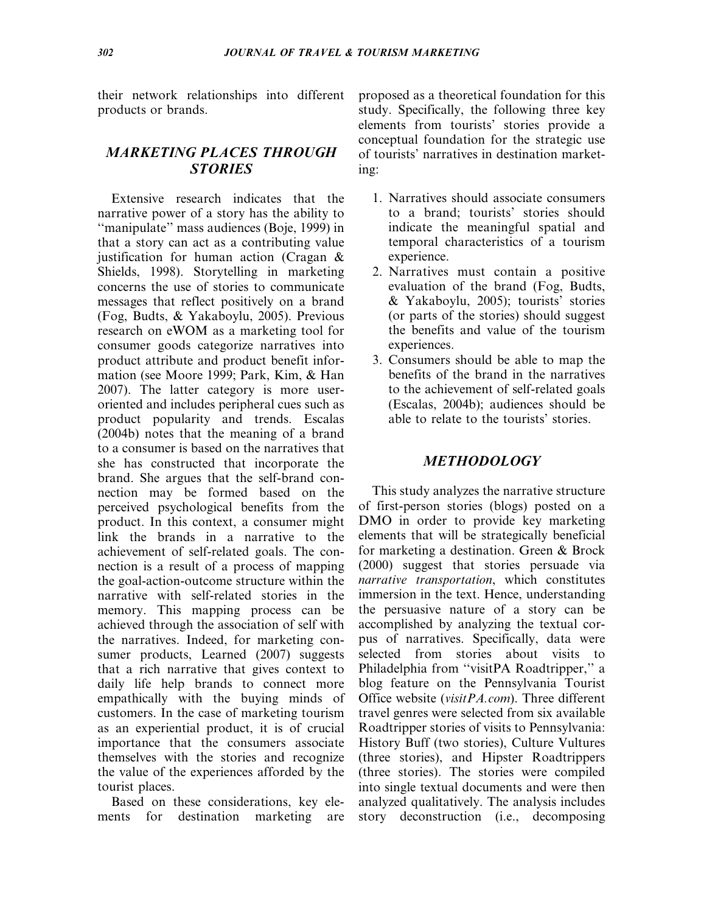their network relationships into different products or brands.

## MARKETING PLACES THROUGH STORIES

Extensive research indicates that the narrative power of a story has the ability to "manipulate" mass audiences (Boje, 1999) in that a story can act as a contributing value justification for human action (Cragan & Shields, 1998). Storytelling in marketing concerns the use of stories to communicate messages that reflect positively on a brand (Fog, Budts, & Yakaboylu, 2005). Previous research on eWOM as a marketing tool for consumer goods categorize narratives into product attribute and product benefit information (see Moore 1999; Park, Kim, & Han 2007). The latter category is more user-oriented and includes peripheral cues such as product popularity and trends. Escalas (2004b) notes that the meaning of a brand to a consumer is based on the narratives that she has constructed that incorporate the brand. She argues that the self-brand connection may be formed based on the perceived psychological benefits from the product. In this context, a consumer might link the brands in a narrative to the achievement of self-related goals. The connection is a result of a process of mapping the goal-action-outcome structure within the narrative with self-related stories in the memory. This mapping process can be achieved through the association of self with the narratives. Indeed, for marketing consumer products, Learned (2007) suggests that a rich narrative that gives context to daily life help brands to connect more empathically with the buying minds of customers. In the case of marketing tourism as an experiential product, it is of crucial importance that the consumers associate themselves with the stories and recognize the value of the experiences afforded by the tourist places.

Based on these considerations, key elements for destination marketing are proposed as a theoretical foundation for this study. Specifically, the following three key elements from tourists' stories provide a conceptual foundation for the strategic use of tourists' narratives in destination marketing:

1. Narratives should associate consumers to a brand; tourists' stories should indicate the meaningful spatial and temporal characteristics of a tourism experience.
2. Narratives must contain a positive evaluation of the brand (Fog, Budts, & Yakaboylu, 2005); tourists' stories (or parts of the stories) should suggest the benefits and value of the tourism experiences.
3. Consumers should be able to map the benefits of the brand in the narratives to the achievement of self-related goals (Escalas, 2004b); audiences should be able to relate to the tourists' stories.

## METHODOLOGY

This study analyzes the narrative structure of first-person stories (blogs) posted on a DMO in order to provide key marketing elements that will be strategically beneficial for marketing a destination. Green & Brock (2000) suggest that stories persuade via *narrative transportation*, which constitutes immersion in the text. Hence, understanding the persuasive nature of a story can be accomplished by analyzing the textual corpus of narratives. Specifically, data were selected from stories about visits to Philadelphia from "visitPA Roadtripper," a blog feature on the Pennsylvania Tourist Office website (*visitPA.com*). Three different travel genres were selected from six available Roadtripper stories of visits to Pennsylvania: History Buff (two stories), Culture Vultures (three stories), and Hipster Roadtrippers (three stories). The stories were compiled into single textual documents and were then analyzed qualitatively. The analysis includes story deconstruction (i.e., decomposing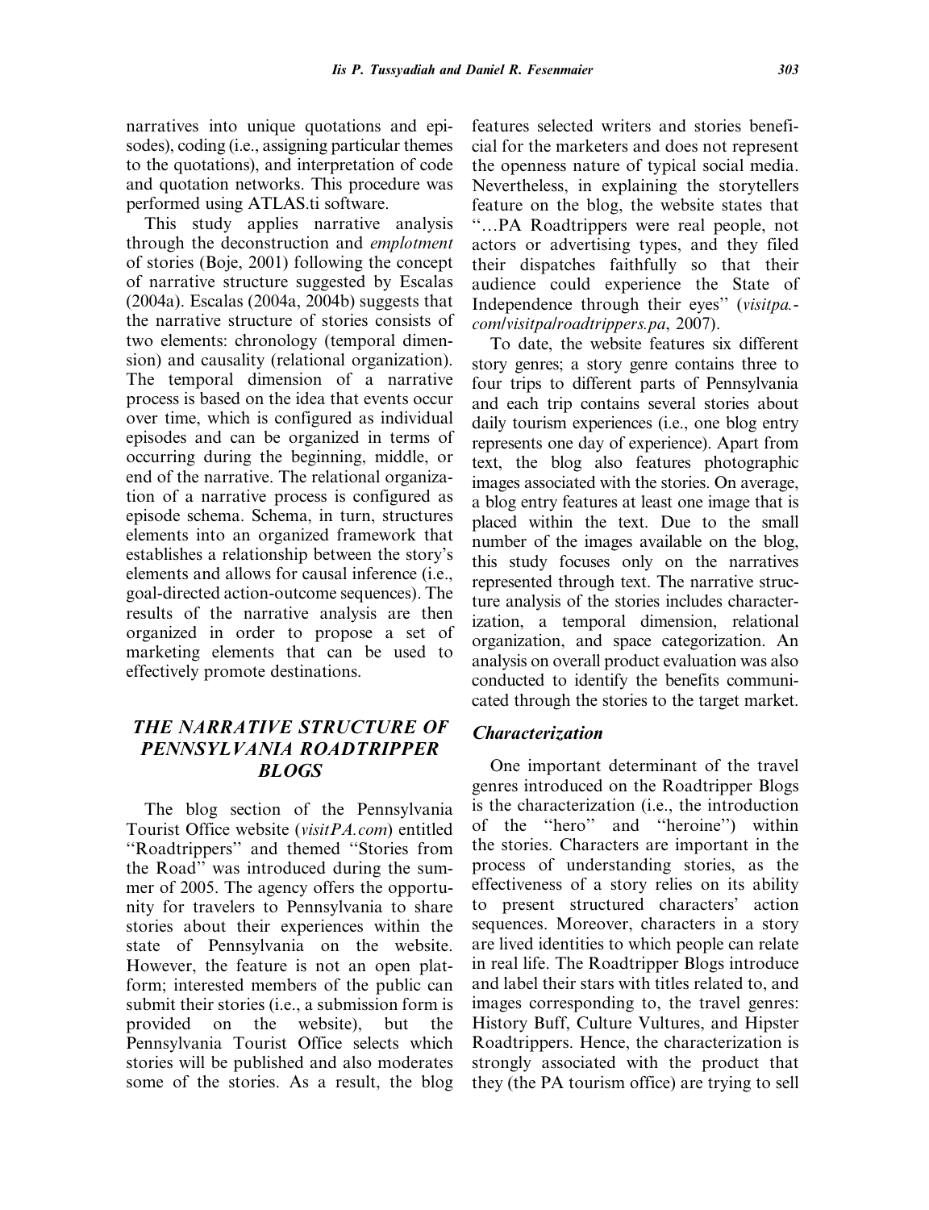narratives into unique quotations and episodes), coding (i.e., assigning particular themes to the quotations), and interpretation of code and quotation networks. This procedure was performed using ATLAS.ti software.

This study applies narrative analysis through the deconstruction and *emplotment* of stories (Boje, 2001) following the concept of narrative structure suggested by Escalas (2004a). Escalas (2004a, 2004b) suggests that the narrative structure of stories consists of two elements: chronology (temporal dimension) and causality (relational organization). The temporal dimension of a narrative process is based on the idea that events occur over time, which is configured as individual episodes and can be organized in terms of occurring during the beginning, middle, or end of the narrative. The relational organization of a narrative process is configured as episode schema. Schema, in turn, structures elements into an organized framework that establishes a relationship between the story's elements and allows for causal inference (i.e., goal-directed action-outcome sequences). The results of the narrative analysis are then organized in order to propose a set of marketing elements that can be used to effectively promote destinations.

## THE NARRATIVE STRUCTURE OF PENNSYLVANIA ROADTRIPPER BLOGS

The blog section of the Pennsylvania Tourist Office website (*visitPA.com*) entitled "Roadtrippers" and themed "Stories from the Road" was introduced during the summer of 2005. The agency offers the opportunity for travelers to Pennsylvania to share stories about their experiences within the state of Pennsylvania on the website. However, the feature is not an open platform; interested members of the public can submit their stories (i.e., a submission form is provided on the website), but the Pennsylvania Tourist Office selects which stories will be published and also moderates some of the stories. As a result, the blog features selected writers and stories beneficial for the marketers and does not represent the openness nature of typical social media. Nevertheless, in explaining the storytellers feature on the blog, the website states that "…PA Roadtrippers were real people, not actors or advertising types, and they filed their dispatches faithfully so that their audience could experience the State of Independence through their eyes" (*visitpa.com/visitpa/roadtrippers.pa*, 2007).

To date, the website features six different story genres; a story genre contains three to four trips to different parts of Pennsylvania and each trip contains several stories about daily tourism experiences (i.e., one blog entry represents one day of experience). Apart from text, the blog also features photographic images associated with the stories. On average, a blog entry features at least one image that is placed within the text. Due to the small number of the images available on the blog, this study focuses only on the narratives represented through text. The narrative structure analysis of the stories includes characterization, a temporal dimension, relational organization, and space categorization. An analysis on overall product evaluation was also conducted to identify the benefits communicated through the stories to the target market.

### Characterization

One important determinant of the travel genres introduced on the Roadtripper Blogs is the characterization (i.e., the introduction of the "hero" and "heroine") within the stories. Characters are important in the process of understanding stories, as the effectiveness of a story relies on its ability to present structured characters' action sequences. Moreover, characters in a story are lived identities to which people can relate in real life. The Roadtripper Blogs introduce and label their stars with titles related to, and images corresponding to, the travel genres: History Buff, Culture Vultures, and Hipster Roadtrippers. Hence, the characterization is strongly associated with the product that they (the PA tourism office) are trying to sell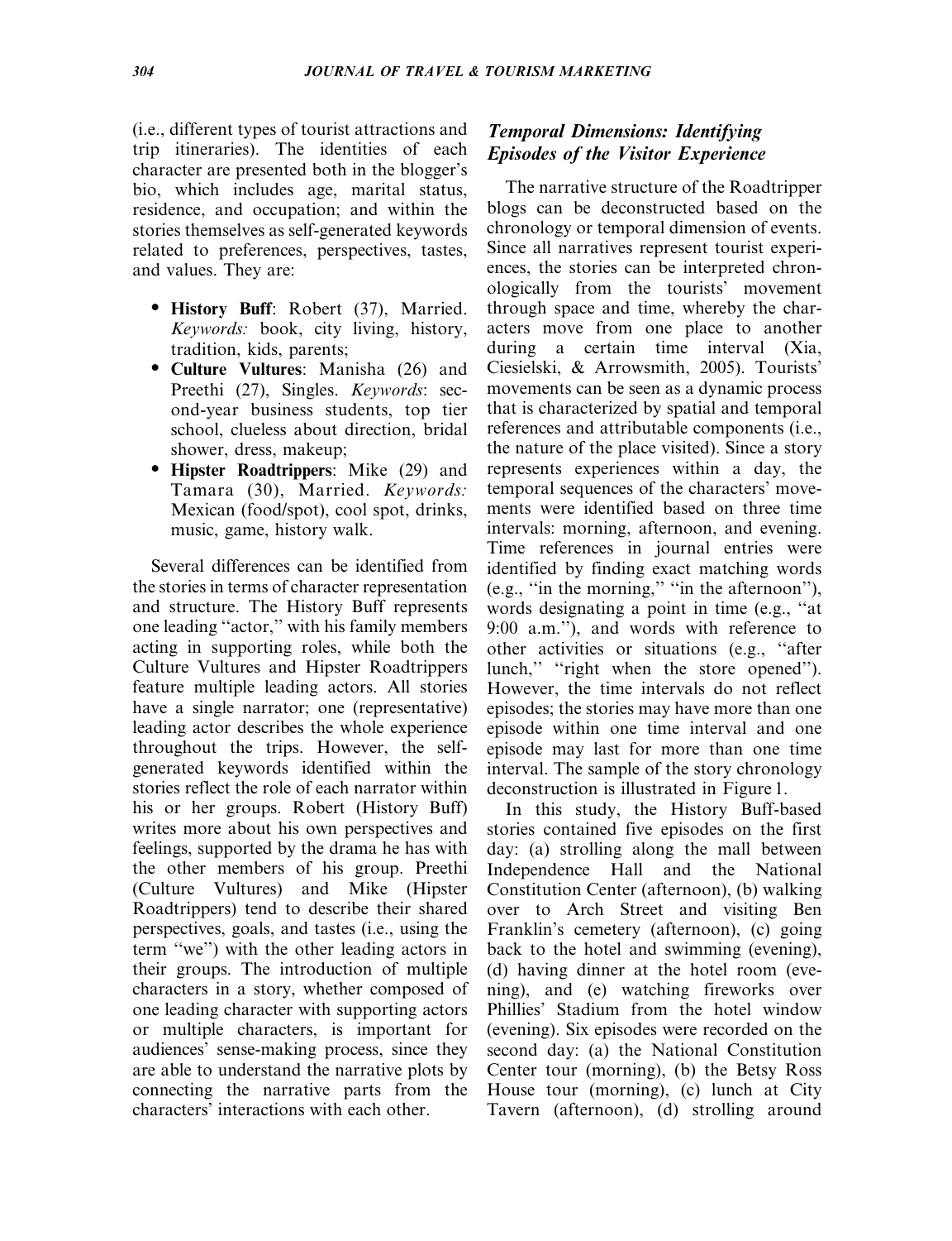(i.e., different types of tourist attractions and trip itineraries). The identities of each character are presented both in the blogger's bio, which includes age, marital status, residence, and occupation; and within the stories themselves as self-generated keywords related to preferences, perspectives, tastes, and values. They are:

- **History Buff**: Robert (37), Married. *Keywords:* book, city living, history, tradition, kids, parents;
- **Culture Vultures**: Manisha (26) and Preethi (27), Singles. *Keywords*: second-year business students, top tier school, clueless about direction, bridal shower, dress, makeup;
- **Hipster Roadtrippers**: Mike (29) and Tamara (30), Married. *Keywords:* Mexican (food/spot), cool spot, drinks, music, game, history walk.

Several differences can be identified from the stories in terms of character representation and structure. The History Buff represents one leading "actor," with his family members acting in supporting roles, while both the Culture Vultures and Hipster Roadtrippers feature multiple leading actors. All stories have a single narrator; one (representative) leading actor describes the whole experience throughout the trips. However, the self-generated keywords identified within the stories reflect the role of each narrator within his or her groups. Robert (History Buff) writes more about his own perspectives and feelings, supported by the drama he has with the other members of his group. Preethi (Culture Vultures) and Mike (Hipster Roadtrippers) tend to describe their shared perspectives, goals, and tastes (i.e., using the term "we") with the other leading actors in their groups. The introduction of multiple characters in a story, whether composed of one leading character with supporting actors or multiple characters, is important for audiences' sense-making process, since they are able to understand the narrative plots by connecting the narrative parts from the characters' interactions with each other.

### *Temporal Dimensions: Identifying Episodes of the Visitor Experience*

The narrative structure of the Roadtripper blogs can be deconstructed based on the chronology or temporal dimension of events. Since all narratives represent tourist experiences, the stories can be interpreted chronologically from the tourists' movement through space and time, whereby the characters move from one place to another during a certain time interval (Xia, Ciesielski, & Arrowsmith, 2005). Tourists' movements can be seen as a dynamic process that is characterized by spatial and temporal references and attributable components (i.e., the nature of the place visited). Since a story represents experiences within a day, the temporal sequences of the characters' movements were identified based on three time intervals: morning, afternoon, and evening. Time references in journal entries were identified by finding exact matching words (e.g., "in the morning," "in the afternoon"), words designating a point in time (e.g., "at 9:00 a.m."), and words with reference to other activities or situations (e.g., "after lunch," "right when the store opened"). However, the time intervals do not reflect episodes; the stories may have more than one episode within one time interval and one episode may last for more than one time interval. The sample of the story chronology deconstruction is illustrated in Figure 1.

In this study, the History Buff-based stories contained five episodes on the first day: (a) strolling along the mall between Independence Hall and the National Constitution Center (afternoon), (b) walking over to Arch Street and visiting Ben Franklin's cemetery (afternoon), (c) going back to the hotel and swimming (evening), (d) having dinner at the hotel room (evening), and (e) watching fireworks over Phillies' Stadium from the hotel window (evening). Six episodes were recorded on the second day: (a) the National Constitution Center tour (morning), (b) the Betsy Ross House tour (morning), (c) lunch at City Tavern (afternoon), (d) strolling around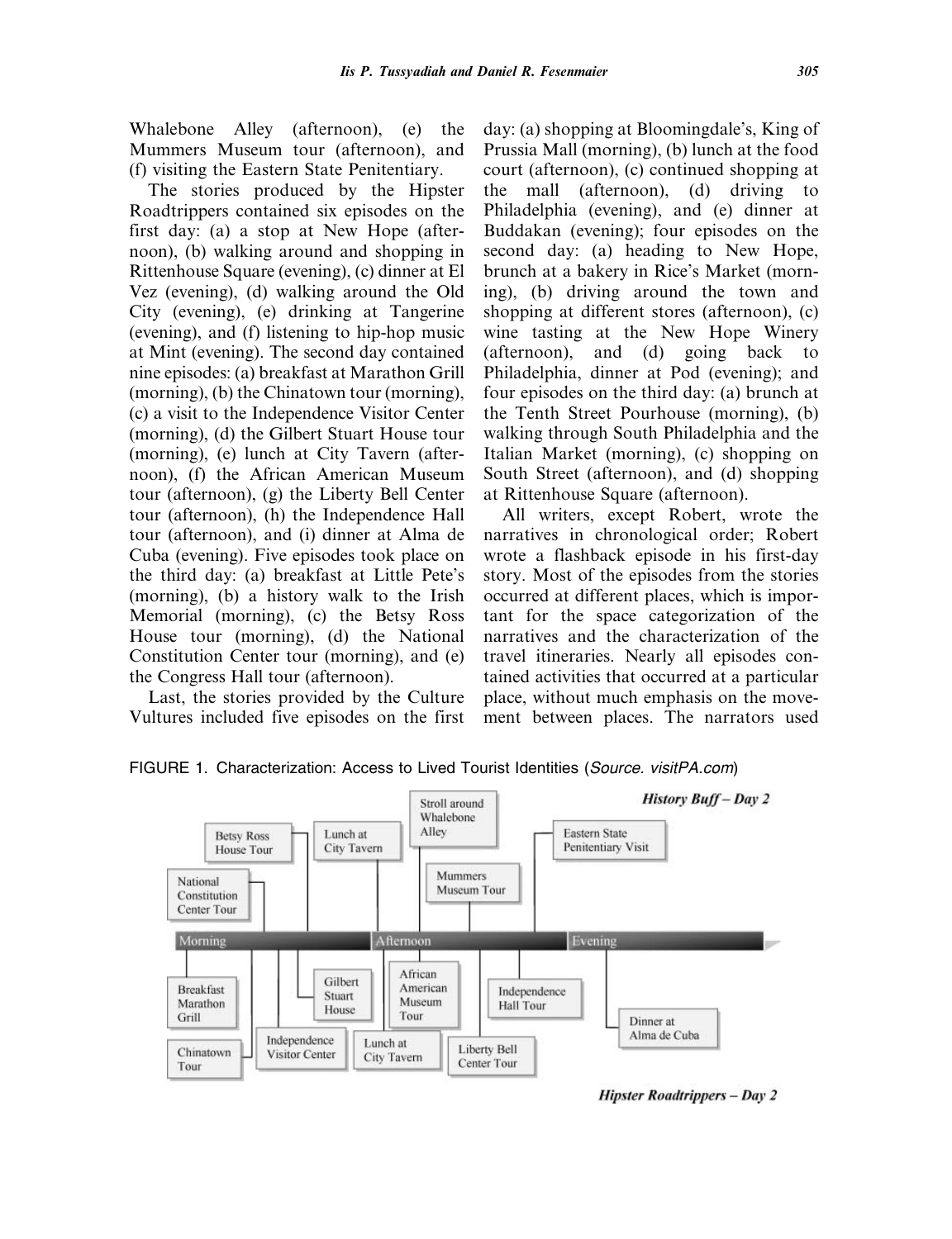Whalebone Alley (afternoon), (e) the Mummers Museum tour (afternoon), and (f) visiting the Eastern State Penitentiary.

The stories produced by the Hipster Roadtrippers contained six episodes on the first day: (a) a stop at New Hope (afternoon), (b) walking around and shopping in Rittenhouse Square (evening), (c) dinner at El Vez (evening), (d) walking around the Old City (evening), (e) drinking at Tangerine (evening), and (f) listening to hip-hop music at Mint (evening). The second day contained nine episodes: (a) breakfast at Marathon Grill (morning), (b) the Chinatown tour (morning), (c) a visit to the Independence Visitor Center (morning), (d) the Gilbert Stuart House tour (morning), (e) lunch at City Tavern (afternoon), (f) the African American Museum tour (afternoon), (g) the Liberty Bell Center tour (afternoon), (h) the Independence Hall tour (afternoon), and (i) dinner at Alma de Cuba (evening). Five episodes took place on the third day: (a) breakfast at Little Pete's (morning), (b) a history walk to the Irish Memorial (morning), (c) the Betsy Ross House tour (morning), (d) the National Constitution Center tour (morning), and (e) the Congress Hall tour (afternoon).

Last, the stories provided by the Culture Vultures included five episodes on the first day: (a) shopping at Bloomingdale's, King of Prussia Mall (morning), (b) lunch at the food court (afternoon), (c) continued shopping at the mall (afternoon), (d) driving to Philadelphia (evening), and (e) dinner at Buddakan (evening); four episodes on the second day: (a) heading to New Hope, brunch at a bakery in Rice's Market (morning), (b) driving around the town and shopping at different stores (afternoon), (c) wine tasting at the New Hope Winery (afternoon), and (d) going back to Philadelphia, dinner at Pod (evening); and four episodes on the third day: (a) brunch at the Tenth Street Pourhouse (morning), (b) walking through South Philadelphia and the Italian Market (morning), (c) shopping on South Street (afternoon), and (d) shopping at Rittenhouse Square (afternoon).

All writers, except Robert, wrote the narratives in chronological order; Robert wrote a flashback episode in his first-day story. Most of the episodes from the stories occurred at different places, which is important for the space categorization of the narratives and the characterization of the travel itineraries. Nearly all episodes contained activities that occurred at a particular place, without much emphasis on the movement between places. The narrators used

FIGURE 1. Characterization: Access to Lived Tourist Identities (*Source. visitPA.com*)

*History Buff – Day 2*

Betsy Ross House Tour
Lunch at City Tavern
Stroll around Whalebone Alley
Eastern State Penitentiary Visit
National Constitution Center Tour
Mummers Museum Tour

Morning
Afternoon
Evening

Breakfast Marathon Grill
Gilbert Stuart House
African American Museum Tour
Independence Hall Tour
Dinner at Alma de Cuba
Chinatown Tour
Independence Visitor Center
Lunch at City Tavern
Liberty Bell Center Tour

*Hipster Roadtrippers – Day 2*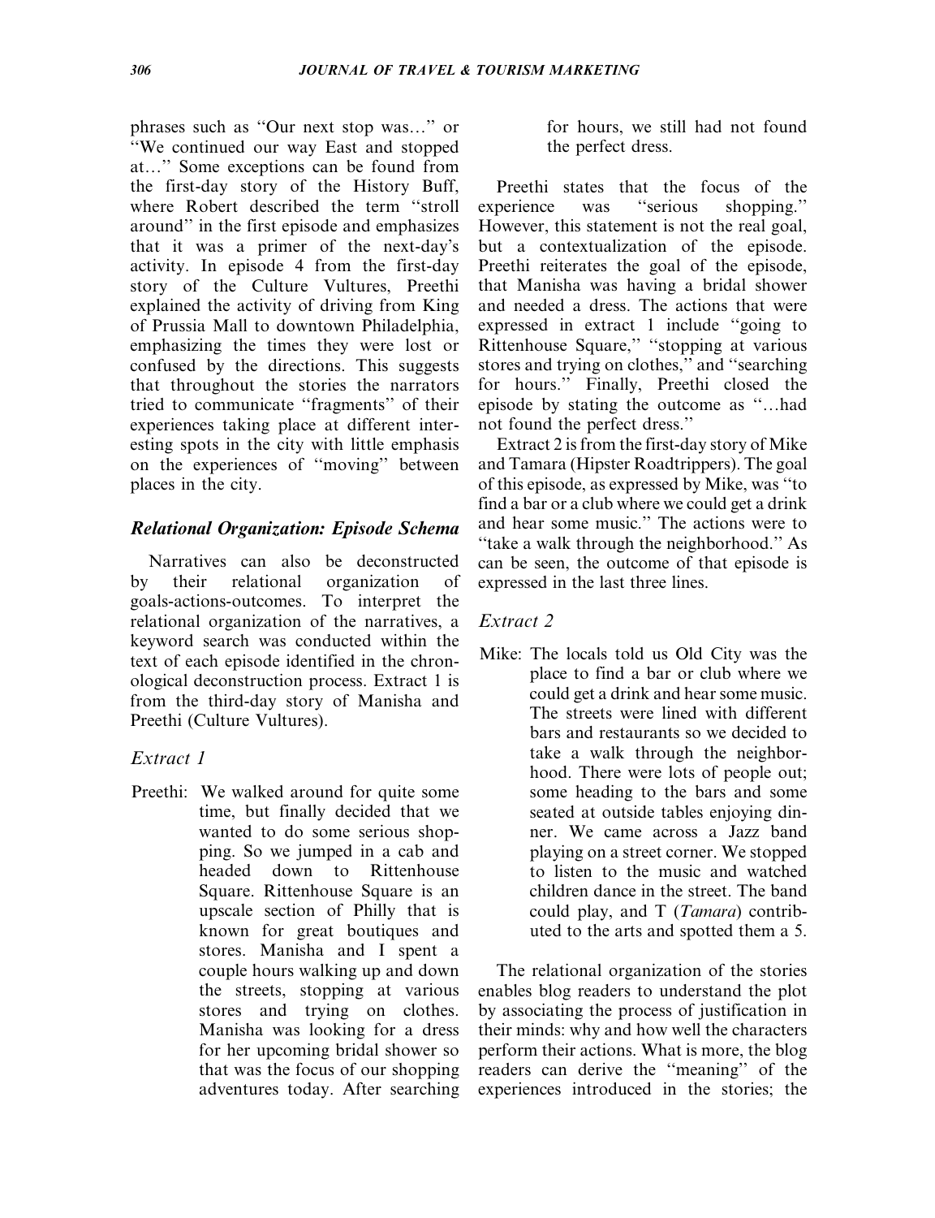phrases such as "Our next stop was…" or "We continued our way East and stopped at…" Some exceptions can be found from the first-day story of the History Buff, where Robert described the term "stroll around" in the first episode and emphasizes that it was a primer of the next-day's activity. In episode 4 from the first-day story of the Culture Vultures, Preethi explained the activity of driving from King of Prussia Mall to downtown Philadelphia, emphasizing the times they were lost or confused by the directions. This suggests that throughout the stories the narrators tried to communicate "fragments" of their experiences taking place at different interesting spots in the city with little emphasis on the experiences of "moving" between places in the city.

### *Relational Organization: Episode Schema*

Narratives can also be deconstructed by their relational organization of goals-actions-outcomes. To interpret the relational organization of the narratives, a keyword search was conducted within the text of each episode identified in the chronological deconstruction process. Extract 1 is from the third-day story of Manisha and Preethi (Culture Vultures).

### *Extract 1*

Preethi: We walked around for quite some time, but finally decided that we wanted to do some serious shopping. So we jumped in a cab and headed down to Rittenhouse Square. Rittenhouse Square is an upscale section of Philly that is known for great boutiques and stores. Manisha and I spent a couple hours walking up and down the streets, stopping at various stores and trying on clothes. Manisha was looking for a dress for her upcoming bridal shower so that was the focus of our shopping adventures today. After searching for hours, we still had not found the perfect dress.

Preethi states that the focus of the experience was "serious shopping." However, this statement is not the real goal, but a contextualization of the episode. Preethi reiterates the goal of the episode, that Manisha was having a bridal shower and needed a dress. The actions that were expressed in extract 1 include "going to Rittenhouse Square," "stopping at various stores and trying on clothes," and "searching for hours." Finally, Preethi closed the episode by stating the outcome as "…had not found the perfect dress."

Extract 2 is from the first-day story of Mike and Tamara (Hipster Roadtrippers). The goal of this episode, as expressed by Mike, was "to find a bar or a club where we could get a drink and hear some music." The actions were to "take a walk through the neighborhood." As can be seen, the outcome of that episode is expressed in the last three lines.

### *Extract 2*

Mike: The locals told us Old City was the place to find a bar or club where we could get a drink and hear some music. The streets were lined with different bars and restaurants so we decided to take a walk through the neighborhood. There were lots of people out; some heading to the bars and some seated at outside tables enjoying dinner. We came across a Jazz band playing on a street corner. We stopped to listen to the music and watched children dance in the street. The band could play, and T (*Tamara*) contributed to the arts and spotted them a 5.

The relational organization of the stories enables blog readers to understand the plot by associating the process of justification in their minds: why and how well the characters perform their actions. What is more, the blog readers can derive the "meaning" of the experiences introduced in the stories; the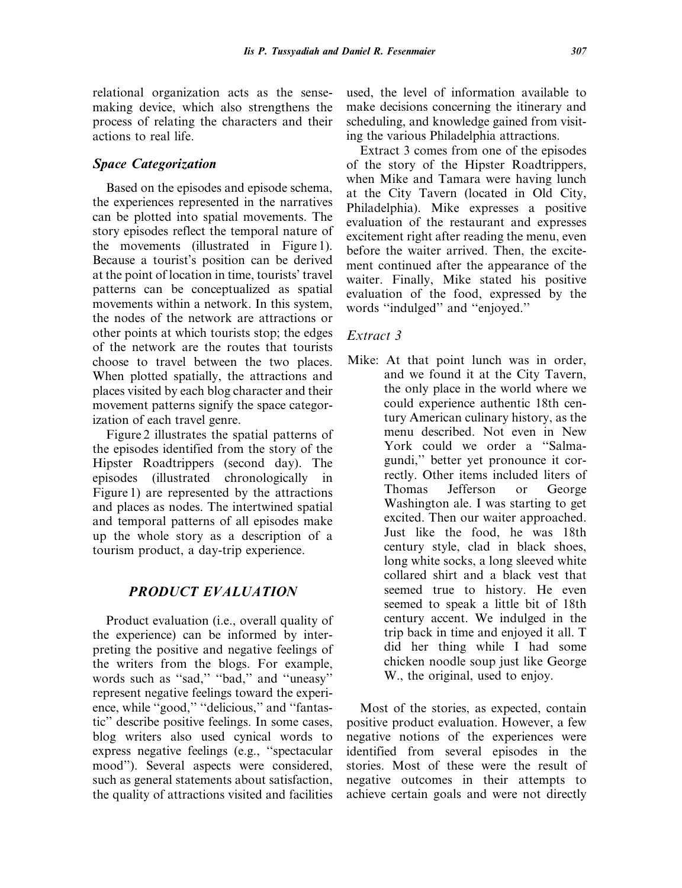relational organization acts as the sense-making device, which also strengthens the process of relating the characters and their actions to real life.

### *Space Categorization*

Based on the episodes and episode schema, the experiences represented in the narratives can be plotted into spatial movements. The story episodes reflect the temporal nature of the movements (illustrated in Figure 1). Because a tourist's position can be derived at the point of location in time, tourists' travel patterns can be conceptualized as spatial movements within a network. In this system, the nodes of the network are attractions or other points at which tourists stop; the edges of the network are the routes that tourists choose to travel between the two places. When plotted spatially, the attractions and places visited by each blog character and their movement patterns signify the space categorization of each travel genre.

Figure 2 illustrates the spatial patterns of the episodes identified from the story of the Hipster Roadtrippers (second day). The episodes (illustrated chronologically in Figure 1) are represented by the attractions and places as nodes. The intertwined spatial and temporal patterns of all episodes make up the whole story as a description of a tourism product, a day-trip experience.

## *PRODUCT EVALUATION*

Product evaluation (i.e., overall quality of the experience) can be informed by interpreting the positive and negative feelings of the writers from the blogs. For example, words such as "sad," "bad," and "uneasy" represent negative feelings toward the experience, while "good," "delicious," and "fantastic" describe positive feelings. In some cases, blog writers also used cynical words to express negative feelings (e.g., "spectacular mood"). Several aspects were considered, such as general statements about satisfaction, the quality of attractions visited and facilities used, the level of information available to make decisions concerning the itinerary and scheduling, and knowledge gained from visiting the various Philadelphia attractions.

Extract 3 comes from one of the episodes of the story of the Hipster Roadtrippers, when Mike and Tamara were having lunch at the City Tavern (located in Old City, Philadelphia). Mike expresses a positive evaluation of the restaurant and expresses excitement right after reading the menu, even before the waiter arrived. Then, the excitement continued after the appearance of the waiter. Finally, Mike stated his positive evaluation of the food, expressed by the words "indulged" and "enjoyed."

### *Extract 3*

Mike: At that point lunch was in order, and we found it at the City Tavern, the only place in the world where we could experience authentic 18th century American culinary history, as the menu described. Not even in New York could we order a "Salmagundi," better yet pronounce it correctly. Other items included liters of Thomas Jefferson or George Washington ale. I was starting to get excited. Then our waiter approached. Just like the food, he was 18th century style, clad in black shoes, long white socks, a long sleeved white collared shirt and a black vest that seemed true to history. He even seemed to speak a little bit of 18th century accent. We indulged in the trip back in time and enjoyed it all. T did her thing while I had some chicken noodle soup just like George W., the original, used to enjoy.

Most of the stories, as expected, contain positive product evaluation. However, a few negative notions of the experiences were identified from several episodes in the stories. Most of these were the result of negative outcomes in their attempts to achieve certain goals and were not directly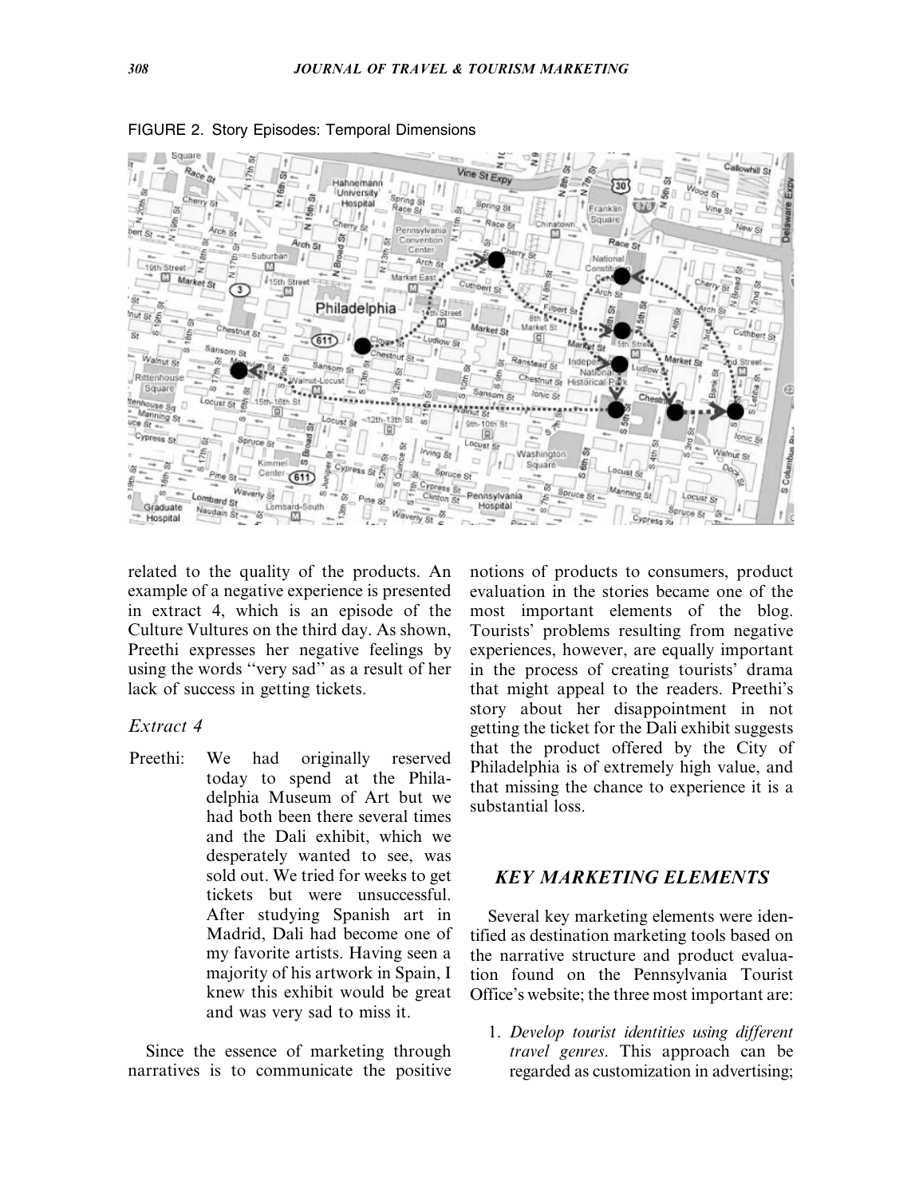FIGURE 2. Story Episodes: Temporal Dimensions

related to the quality of the products. An example of a negative experience is presented in extract 4, which is an episode of the Culture Vultures on the third day. As shown, Preethi expresses her negative feelings by using the words "very sad" as a result of her lack of success in getting tickets.

### *Extract 4*

Preethi: We had originally reserved today to spend at the Philadelphia Museum of Art but we had both been there several times and the Dali exhibit, which we desperately wanted to see, was sold out. We tried for weeks to get tickets but were unsuccessful. After studying Spanish art in Madrid, Dali had become one of my favorite artists. Having seen a majority of his artwork in Spain, I knew this exhibit would be great and was very sad to miss it.

Since the essence of marketing through narratives is to communicate the positive notions of products to consumers, product evaluation in the stories became one of the most important elements of the blog. Tourists' problems resulting from negative experiences, however, are equally important in the process of creating tourists' drama that might appeal to the readers. Preethi's story about her disappointment in not getting the ticket for the Dali exhibit suggests that the product offered by the City of Philadelphia is of extremely high value, and that missing the chance to experience it is a substantial loss.

## *KEY MARKETING ELEMENTS*

Several key marketing elements were identified as destination marketing tools based on the narrative structure and product evaluation found on the Pennsylvania Tourist Office's website; the three most important are:

1. *Develop tourist identities using different travel genres*. This approach can be regarded as customization in advertising;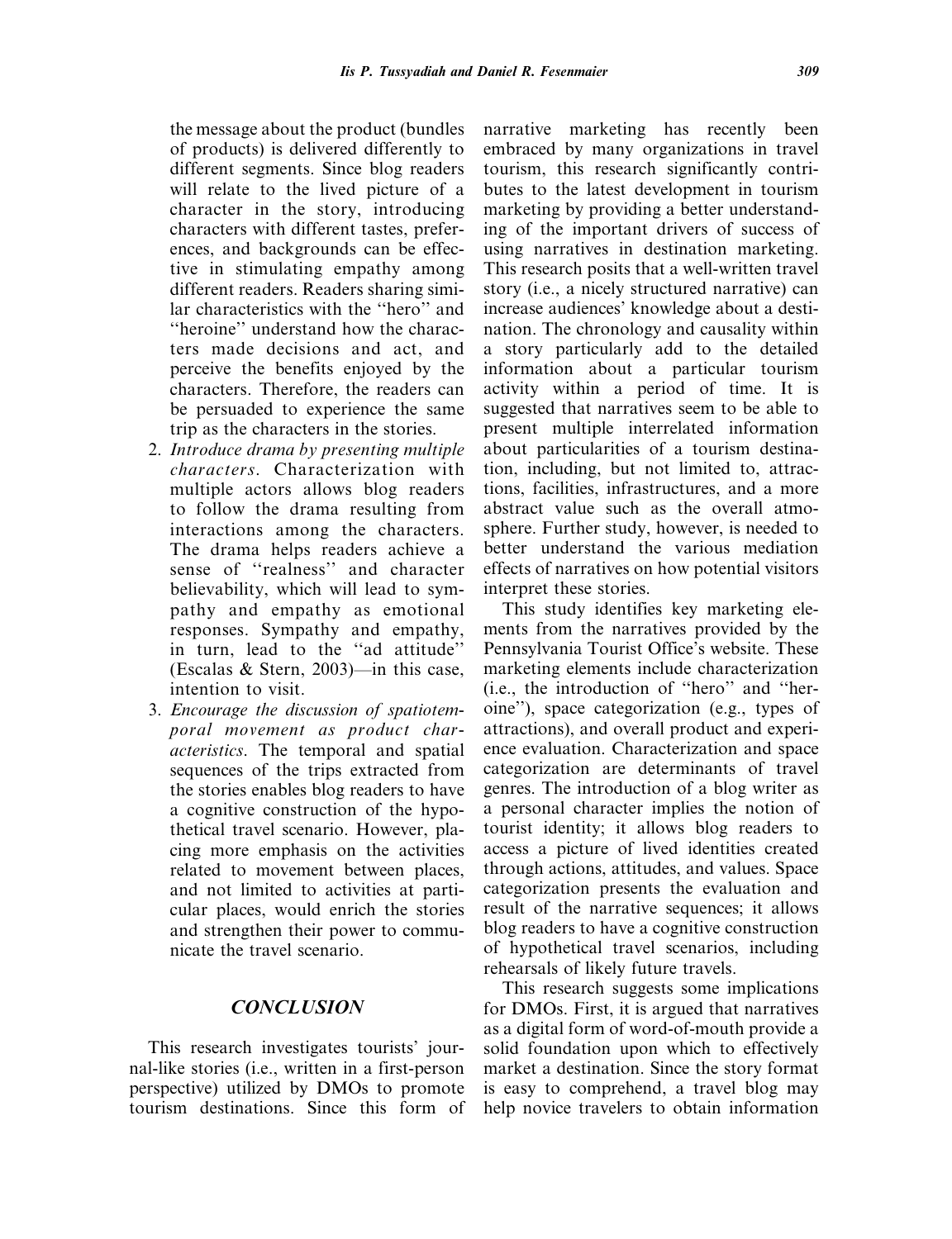the message about the product (bundles of products) is delivered differently to different segments. Since blog readers will relate to the lived picture of a character in the story, introducing characters with different tastes, preferences, and backgrounds can be effective in stimulating empathy among different readers. Readers sharing similar characteristics with the ''hero'' and ''heroine'' understand how the characters made decisions and act, and perceive the benefits enjoyed by the characters. Therefore, the readers can be persuaded to experience the same trip as the characters in the stories.

2. *Introduce drama by presenting multiple characters*. Characterization with multiple actors allows blog readers to follow the drama resulting from interactions among the characters. The drama helps readers achieve a sense of ''realness'' and character believability, which will lead to sympathy and empathy as emotional responses. Sympathy and empathy, in turn, lead to the ''ad attitude'' (Escalas & Stern, 2003)—in this case, intention to visit.
3. *Encourage the discussion of spatiotemporal movement as product characteristics*. The temporal and spatial sequences of the trips extracted from the stories enables blog readers to have a cognitive construction of the hypothetical travel scenario. However, placing more emphasis on the activities related to movement between places, and not limited to activities at particular places, would enrich the stories and strengthen their power to communicate the travel scenario.

## CONCLUSION

This research investigates tourists' journal-like stories (i.e., written in a first-person perspective) utilized by DMOs to promote tourism destinations. Since this form of narrative marketing has recently been embraced by many organizations in travel tourism, this research significantly contributes to the latest development in tourism marketing by providing a better understanding of the important drivers of success of using narratives in destination marketing. This research posits that a well-written travel story (i.e., a nicely structured narrative) can increase audiences' knowledge about a destination. The chronology and causality within a story particularly add to the detailed information about a particular tourism activity within a period of time. It is suggested that narratives seem to be able to present multiple interrelated information about particularities of a tourism destination, including, but not limited to, attractions, facilities, infrastructures, and a more abstract value such as the overall atmosphere. Further study, however, is needed to better understand the various mediation effects of narratives on how potential visitors interpret these stories.

This study identifies key marketing elements from the narratives provided by the Pennsylvania Tourist Office's website. These marketing elements include characterization (i.e., the introduction of ''hero'' and ''heroine''), space categorization (e.g., types of attractions), and overall product and experience evaluation. Characterization and space categorization are determinants of travel genres. The introduction of a blog writer as a personal character implies the notion of tourist identity; it allows blog readers to access a picture of lived identities created through actions, attitudes, and values. Space categorization presents the evaluation and result of the narrative sequences; it allows blog readers to have a cognitive construction of hypothetical travel scenarios, including rehearsals of likely future travels.

This research suggests some implications for DMOs. First, it is argued that narratives as a digital form of word-of-mouth provide a solid foundation upon which to effectively market a destination. Since the story format is easy to comprehend, a travel blog may help novice travelers to obtain information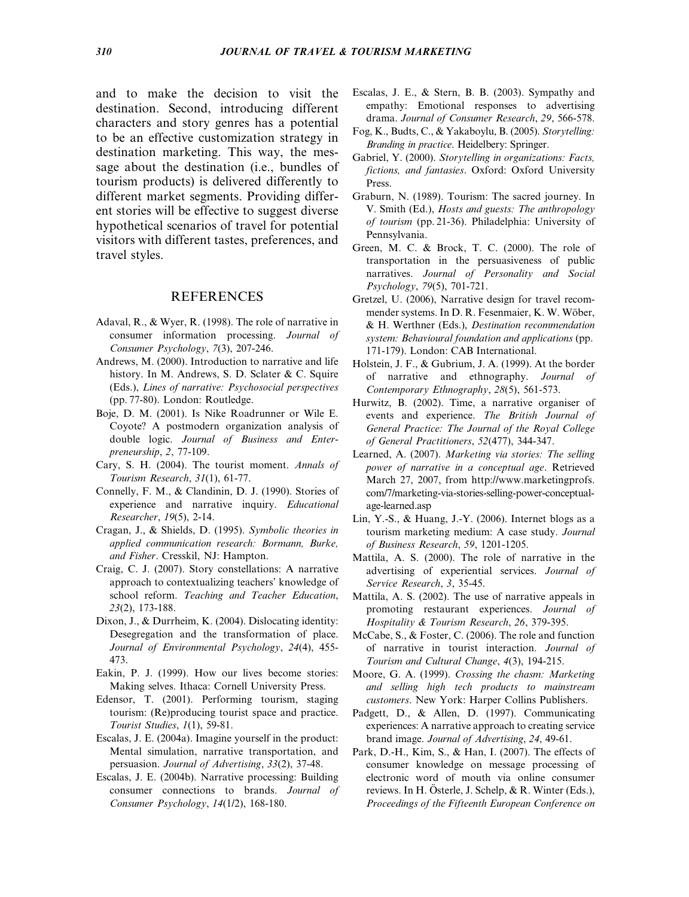and to make the decision to visit the destination. Second, introducing different characters and story genres has a potential to be an effective customization strategy in destination marketing. This way, the message about the destination (i.e., bundles of tourism products) is delivered differently to different market segments. Providing different stories will be effective to suggest diverse hypothetical scenarios of travel for potential visitors with different tastes, preferences, and travel styles.

## REFERENCES

Adaval, R., & Wyer, R. (1998). The role of narrative in consumer information processing. *Journal of Consumer Psychology*, *7*(3), 207-246.

Andrews, M. (2000). Introduction to narrative and life history. In M. Andrews, S. D. Sclater & C. Squire (Eds.), *Lines of narrative: Psychosocial perspectives* (pp. 77-80). London: Routledge.

Boje, D. M. (2001). Is Nike Roadrunner or Wile E. Coyote? A postmodern organization analysis of double logic. *Journal of Business and Enterpreneurship*, *2*, 77-109.

Cary, S. H. (2004). The tourist moment. *Annals of Tourism Research*, *31*(1), 61-77.

Connelly, F. M., & Clandinin, D. J. (1990). Stories of experience and narrative inquiry. *Educational Researcher*, *19*(5), 2-14.

Cragan, J., & Shields, D. (1995). *Symbolic theories in applied communication research: Bormann, Burke, and Fisher*. Cresskil, NJ: Hampton.

Craig, C. J. (2007). Story constellations: A narrative approach to contextualizing teachers' knowledge of school reform. *Teaching and Teacher Education*, *23*(2), 173-188.

Dixon, J., & Durrheim, K. (2004). Dislocating identity: Desegregation and the transformation of place. *Journal of Environmental Psychology*, *24*(4), 455-473.

Eakin, P. J. (1999). How our lives become stories: Making selves. Ithaca: Cornell University Press.

Edensor, T. (2001). Performing tourism, staging tourism: (Re)producing tourist space and practice. *Tourist Studies*, *1*(1), 59-81.

Escalas, J. E. (2004a). Imagine yourself in the product: Mental simulation, narrative transportation, and persuasion. *Journal of Advertising*, *33*(2), 37-48.

Escalas, J. E. (2004b). Narrative processing: Building consumer connections to brands. *Journal of Consumer Psychology*, *14*(1/2), 168-180.

Escalas, J. E., & Stern, B. B. (2003). Sympathy and empathy: Emotional responses to advertising drama. *Journal of Consumer Research*, *29*, 566-578.

Fog, K., Budts, C., & Yakaboylu, B. (2005). *Storytelling: Branding in practice*. Heidelbery: Springer.

Gabriel, Y. (2000). *Storytelling in organizations: Facts, fictions, and fantasies*. Oxford: Oxford University Press.

Graburn, N. (1989). Tourism: The sacred journey. In V. Smith (Ed.), *Hosts and guests: The anthropology of tourism* (pp. 21-36). Philadelphia: University of Pennsylvania.

Green, M. C. & Brock, T. C. (2000). The role of transportation in the persuasiveness of public narratives. *Journal of Personality and Social Psychology*, *79*(5), 701-721.

Gretzel, U. (2006), Narrative design for travel recommender systems. In D. R. Fesenmaier, K. W. Wöber, & H. Werthner (Eds.), *Destination recommendation system: Behavioural foundation and applications* (pp. 171-179). London: CAB International.

Holstein, J. F., & Gubrium, J. A. (1999). At the border of narrative and ethnography. *Journal of Contemporary Ethnography*, *28*(5), 561-573.

Hurwitz, B. (2002). Time, a narrative organiser of events and experience. *The British Journal of General Practice: The Journal of the Royal College of General Practitioners*, *52*(477), 344-347.

Learned, A. (2007). *Marketing via stories: The selling power of narrative in a conceptual age*. Retrieved March 27, 2007, from http://www.marketingprofs.com/7/marketing-via-stories-selling-power-conceptual-age-learned.asp

Lin, Y.-S., & Huang, J.-Y. (2006). Internet blogs as a tourism marketing medium: A case study. *Journal of Business Research*, *59*, 1201-1205.

Mattila, A. S. (2000). The role of narrative in the advertising of experiential services. *Journal of Service Research*, *3*, 35-45.

Mattila, A. S. (2002). The use of narrative appeals in promoting restaurant experiences. *Journal of Hospitality & Tourism Research*, *26*, 379-395.

McCabe, S., & Foster, C. (2006). The role and function of narrative in tourist interaction. *Journal of Tourism and Cultural Change*, *4*(3), 194-215.

Moore, G. A. (1999). *Crossing the chasm: Marketing and selling high tech products to mainstream customers*. New York: Harper Collins Publishers.

Padgett, D., & Allen, D. (1997). Communicating experiences: A narrative approach to creating service brand image. *Journal of Advertising*, *24*, 49-61.

Park, D.-H., Kim, S., & Han, I. (2007). The effects of consumer knowledge on message processing of electronic word of mouth via online consumer reviews. In H. Österle, J. Schelp, & R. Winter (Eds.), *Proceedings of the Fifteenth European Conference on*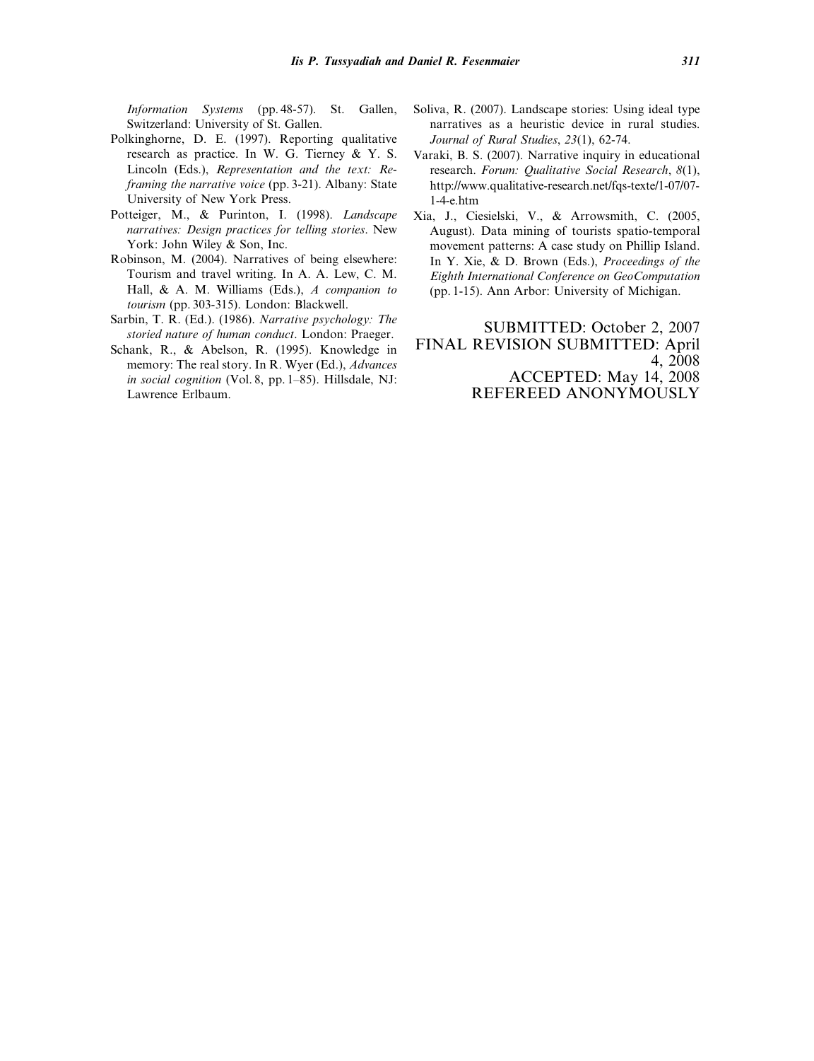*Information Systems* (pp. 48-57). St. Gallen, Switzerland: University of St. Gallen.

Polkinghorne, D. E. (1997). Reporting qualitative research as practice. In W. G. Tierney & Y. S. Lincoln (Eds.), *Representation and the text: Re-framing the narrative voice* (pp. 3-21). Albany: State University of New York Press.

Potteiger, M., & Purinton, I. (1998). *Landscape narratives: Design practices for telling stories*. New York: John Wiley & Son, Inc.

Robinson, M. (2004). Narratives of being elsewhere: Tourism and travel writing. In A. A. Lew, C. M. Hall, & A. M. Williams (Eds.), *A companion to tourism* (pp. 303-315). London: Blackwell.

Sarbin, T. R. (Ed.). (1986). *Narrative psychology: The storied nature of human conduct*. London: Praeger.

Schank, R., & Abelson, R. (1995). Knowledge in memory: The real story. In R. Wyer (Ed.), *Advances in social cognition* (Vol. 8, pp. 1–85). Hillsdale, NJ: Lawrence Erlbaum.

Soliva, R. (2007). Landscape stories: Using ideal type narratives as a heuristic device in rural studies. *Journal of Rural Studies*, *23*(1), 62-74.

Varaki, B. S. (2007). Narrative inquiry in educational research. *Forum: Qualitative Social Research*, *8*(1), http://www.qualitative-research.net/fqs-texte/1-07/07-1-4-e.htm

Xia, J., Ciesielski, V., & Arrowsmith, C. (2005, August). Data mining of tourists spatio-temporal movement patterns: A case study on Phillip Island. In Y. Xie, & D. Brown (Eds.), *Proceedings of the Eighth International Conference on GeoComputation* (pp. 1-15). Ann Arbor: University of Michigan.

SUBMITTED: October 2, 2007
FINAL REVISION SUBMITTED: April 4, 2008
ACCEPTED: May 14, 2008
REFEREED ANONYMOUSLY